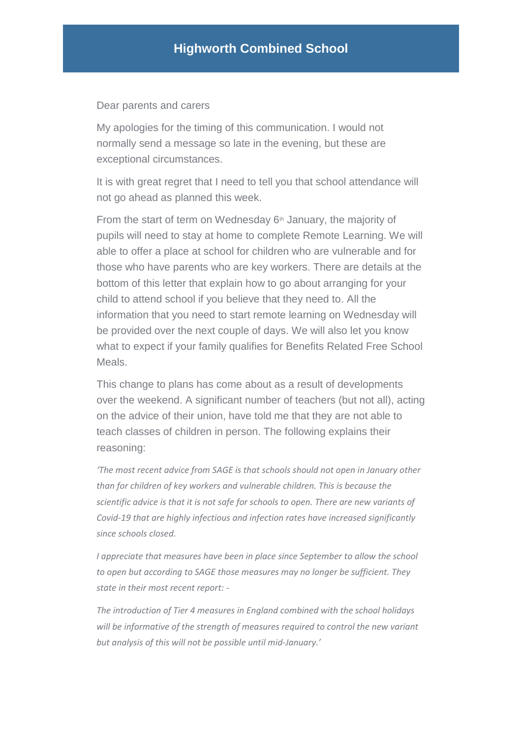# Highworth Combined School

Dear parents and carers

My apologies for the timing of this communication. I would not normally send a message so late in the evening, but these are exceptional circumstances.

It is with great regret that I need to tell you that school attendance will not go ahead as planned this week.

From the start of term on Wednesday 6th January, the majority of pupils will need to stay at home to complete Remote Learning. We will able to offer a place at school for children who are vulnerable and for those who have parents who are key workers. There are details at the bottom of this letter that explain how to go about arranging for your child to attend school if you believe that they need to. All the information that you need to start remote learning on Wednesday will be provided over the next couple of days. We will also let you know what to expect if your family qualifies for Benefits Related Free School Meals.

This change to plans has come about as a result of developments over the weekend. A significant number of teachers (but not all), acting on the advice of their union, have told me that they are not able to teach classes of children in person. The following explains their reasoning:

*'The most recent advice from SAGE is that schools should not open in January other than for children of key workers and vulnerable children. This is because the scientific advice is that it is not safe for schools to open. There are new variants of Covid-19 that are highly infectious and infection rates have increased significantly since schools closed.*

*I appreciate that measures have been in place since September to allow the school to open but according to SAGE those measures may no longer be sufficient. They state in their most recent report: -*

*The introduction of Tier 4 measures in England combined with the school holidays will be informative of the strength of measures required to control the new variant but analysis of this will not be possible until mid-January.'*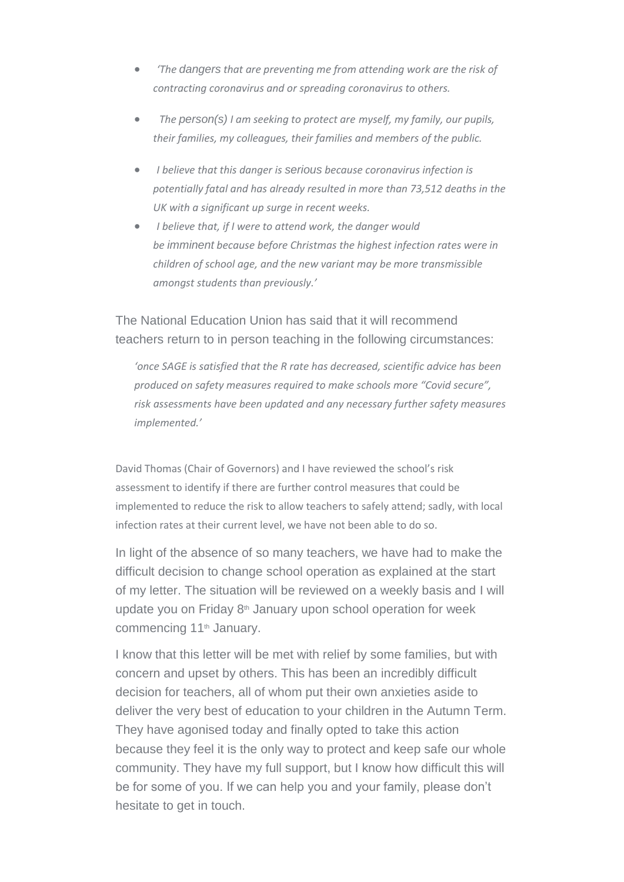- *'The dangers that are preventing me from attending work are the risk of contracting coronavirus and or spreading coronavirus to others.*
- *The person(s) I am seeking to protect are myself, my family, our pupils, their families, my colleagues, their families and members of the public.*
- *I believe that this danger is serious because coronavirus infection is potentially fatal and has already resulted in more than 73,512 deaths in the UK with a significant up surge in recent weeks.*
- *I believe that, if I were to attend work, the danger would be imminent because before Christmas the highest infection rates were in children of school age, and the new variant may be more transmissible amongst students than previously.'*

The National Education Union has said that it will recommend teachers return to in person teaching in the following circumstances:

> *'once SAGE is satisfied that the R rate has decreased, scientific advice has been produced on safety measures required to make schools more "Covid secure", risk assessments have been updated and any necessary further safety measures implemented.'*

David Thomas (Chair of Governors) and I have reviewed the school's risk assessment to identify if there are further control measures that could be implemented to reduce the risk to allow teachers to safely attend; sadly, with local infection rates at their current level, we have not been able to do so.

In light of the absence of so many teachers, we have had to make the difficult decision to change school operation as explained at the start of my letter. The situation will be reviewed on a weekly basis and I will update you on Friday 8th January upon school operation for week commencing 11th January.

I know that this letter will be met with relief by some families, but with concern and upset by others. This has been an incredibly difficult decision for teachers, all of whom put their own anxieties aside to deliver the very best of education to your children in the Autumn Term. They have agonised today and finally opted to take this action because they feel it is the only way to protect and keep safe our whole community. They have my full support, but I know how difficult this will be for some of you. If we can help you and your family, please don't hesitate to get in touch.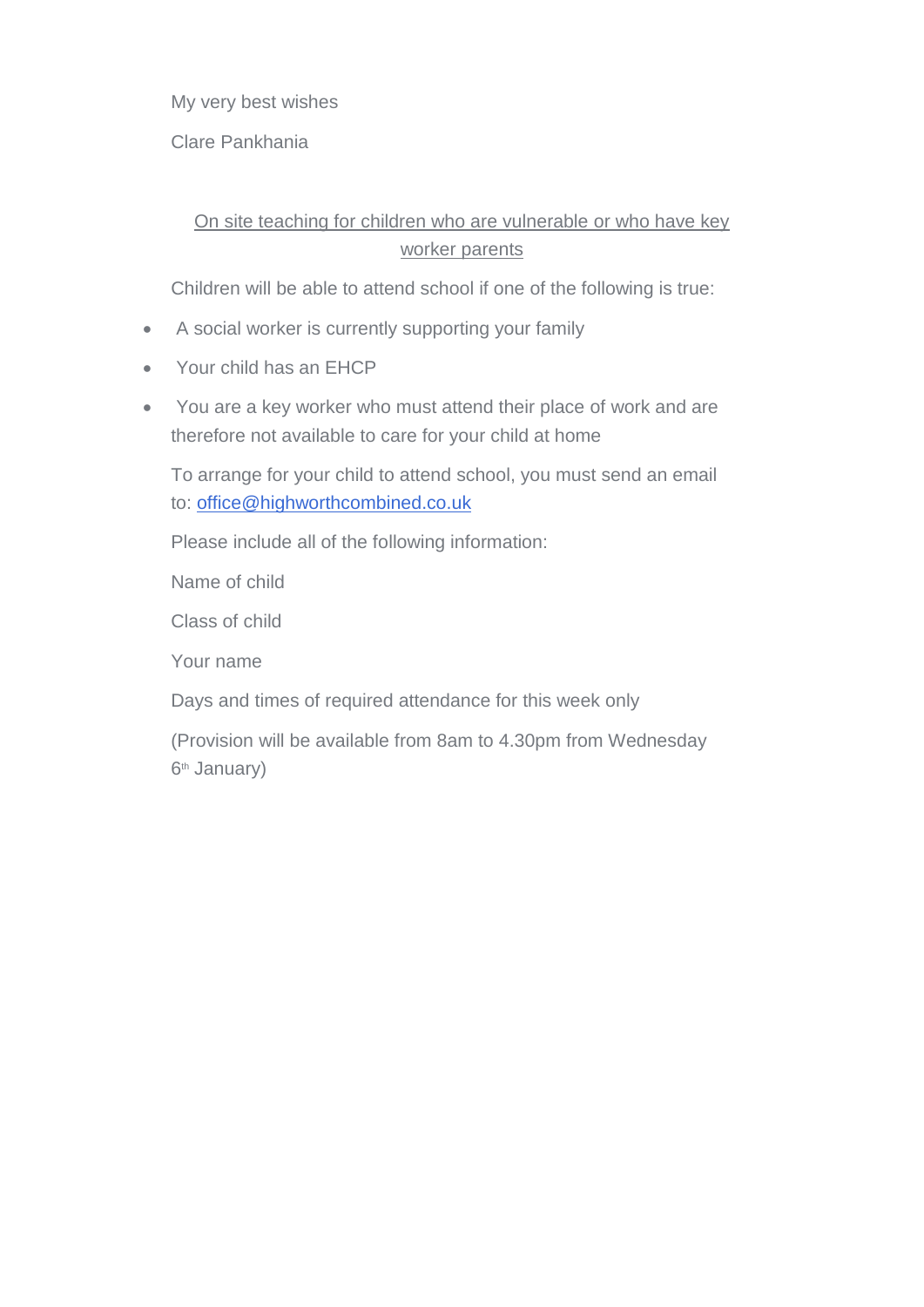My very best wishes

Clare Pankhania

<u>On site teaching for children who are vulnerable or who have key worker parents</u>

Children will be able to attend school if one of the following is true:

- A social worker is currently supporting your family
- Your child has an EHCP
- You are a key worker who must attend their place of work and are therefore not available to care for your child at home

To arrange for your child to attend school, you must send an email to: office@highworthcombined.co.uk

Please include all of the following information:

Name of child

Class of child

Your name

Days and times of required attendance for this week only

(Provision will be available from 8am to 4.30pm from Wednesday 6th January)